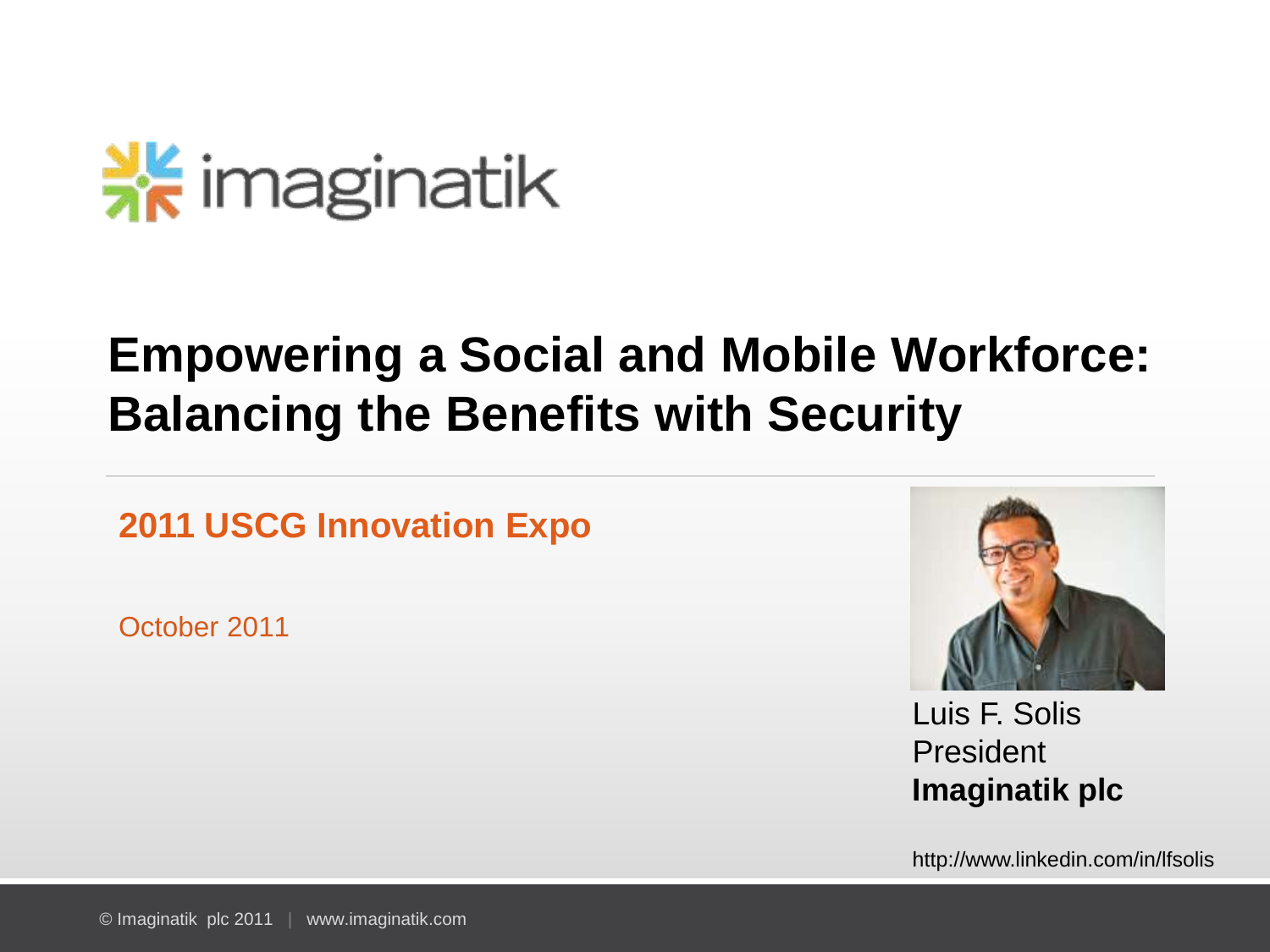imaginatik

# Empowering a Social and Mobile Workforce: Balancing the Benefits with Security

**2011 USCG Innovation Expo**

October 2011

Luis F. Solis
President
**Imaginatik plc**

http://www.linkedin.com/in/lfsolis

© Imaginatik plc 2011 | www.imaginatik.com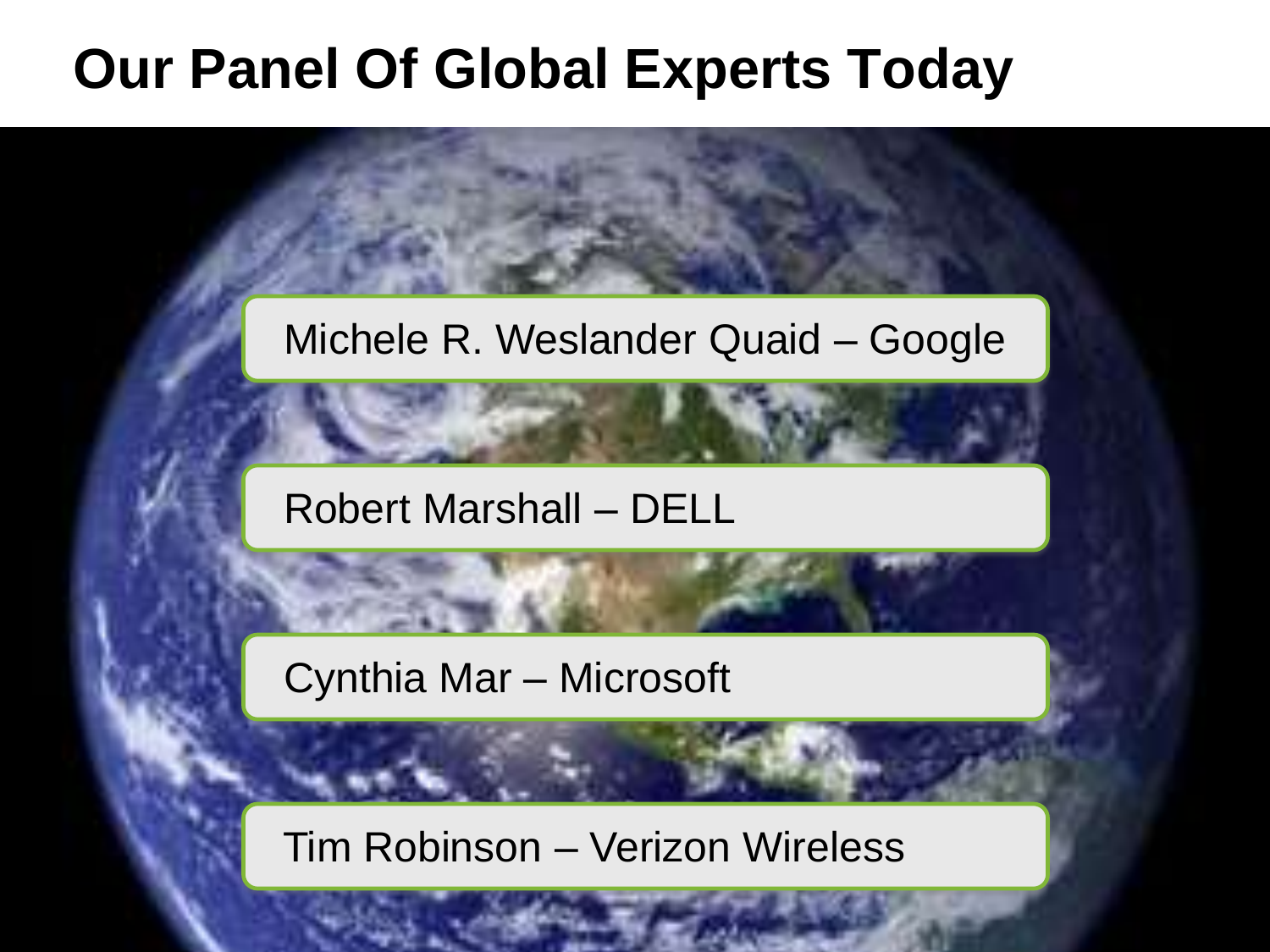# Our Panel Of Global Experts Today

- Michele R. Weslander Quaid – Google
- Robert Marshall – DELL
- Cynthia Mar – Microsoft
- Tim Robinson – Verizon Wireless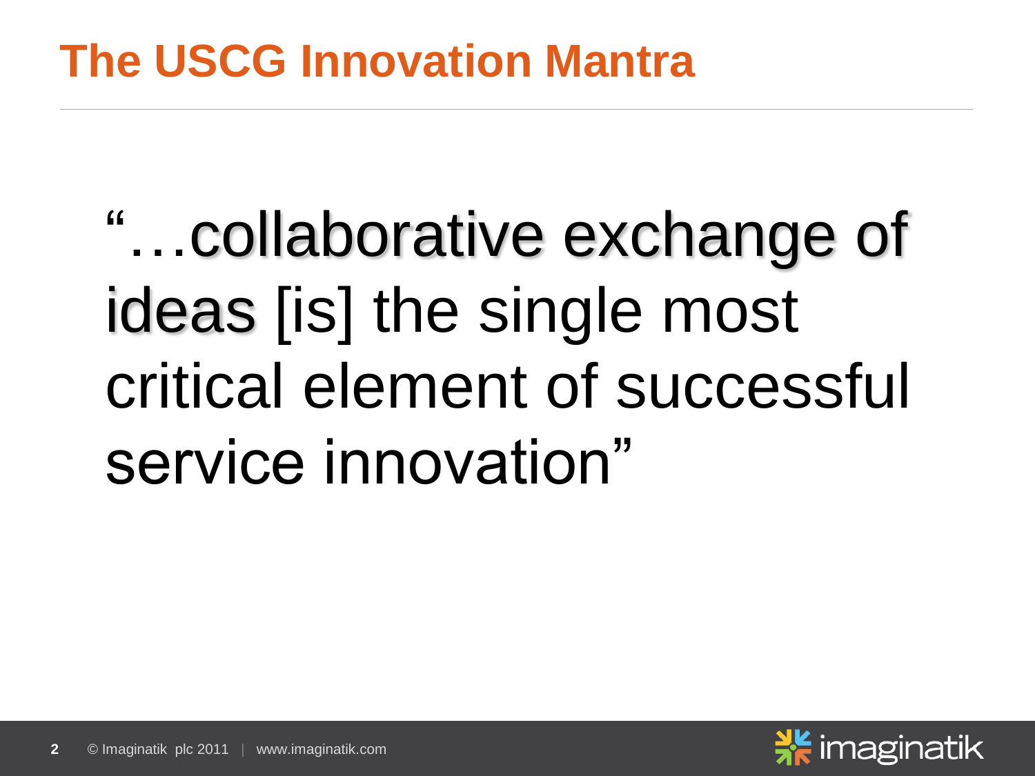# The USCG Innovation Mantra

"…collaborative exchange of ideas [is] the single most critical element of successful service innovation"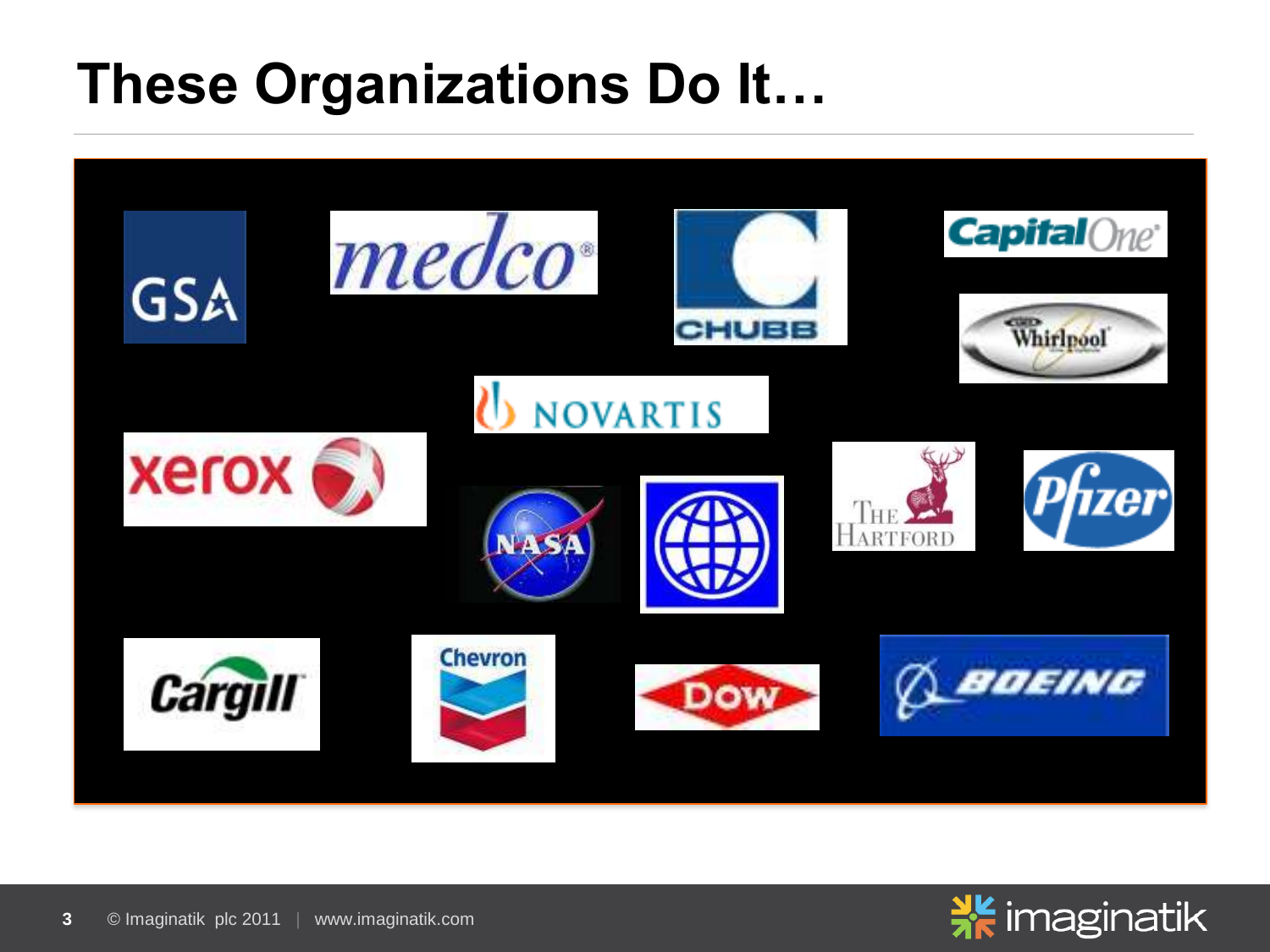# These Organizations Do It…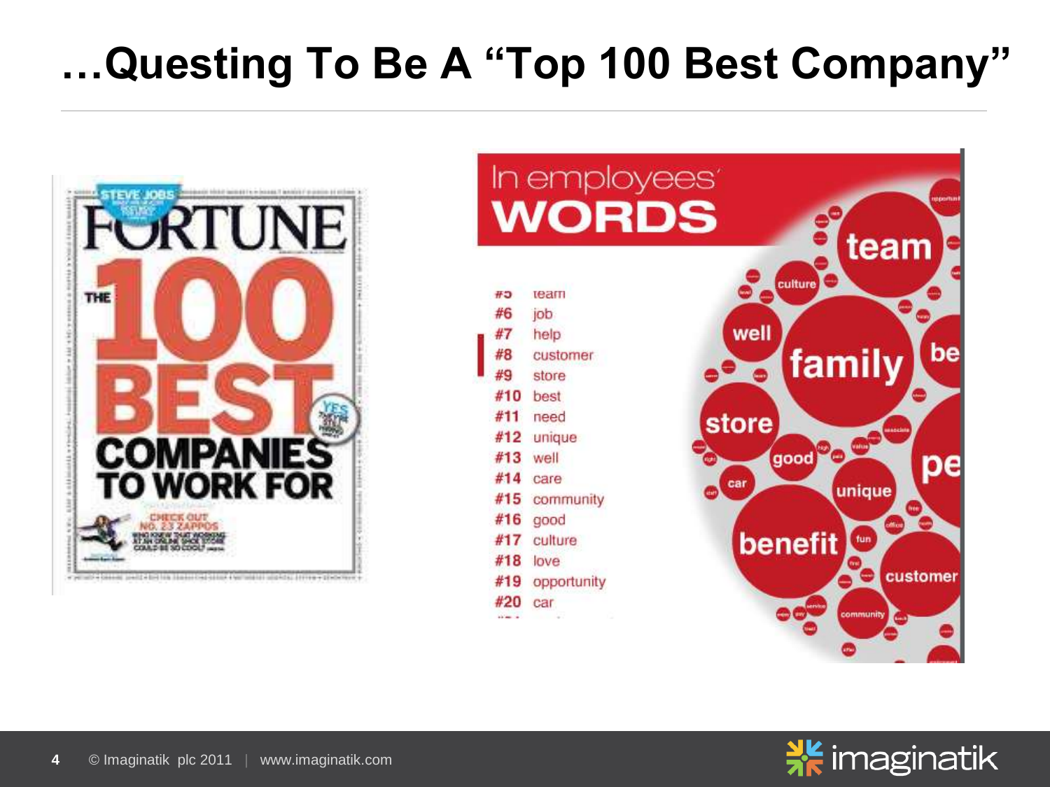# …Questing To Be A "Top 100 Best Company"

FORTUNE — THE 100 BEST COMPANIES TO WORK FOR

In employees' WORDS

#5 team
#6 job
#7 help
#8 customer
#9 store
#10 best
#11 need
#12 unique
#13 well
#14 care
#15 community
#16 good
#17 culture
#18 love
#19 opportunity
#20 car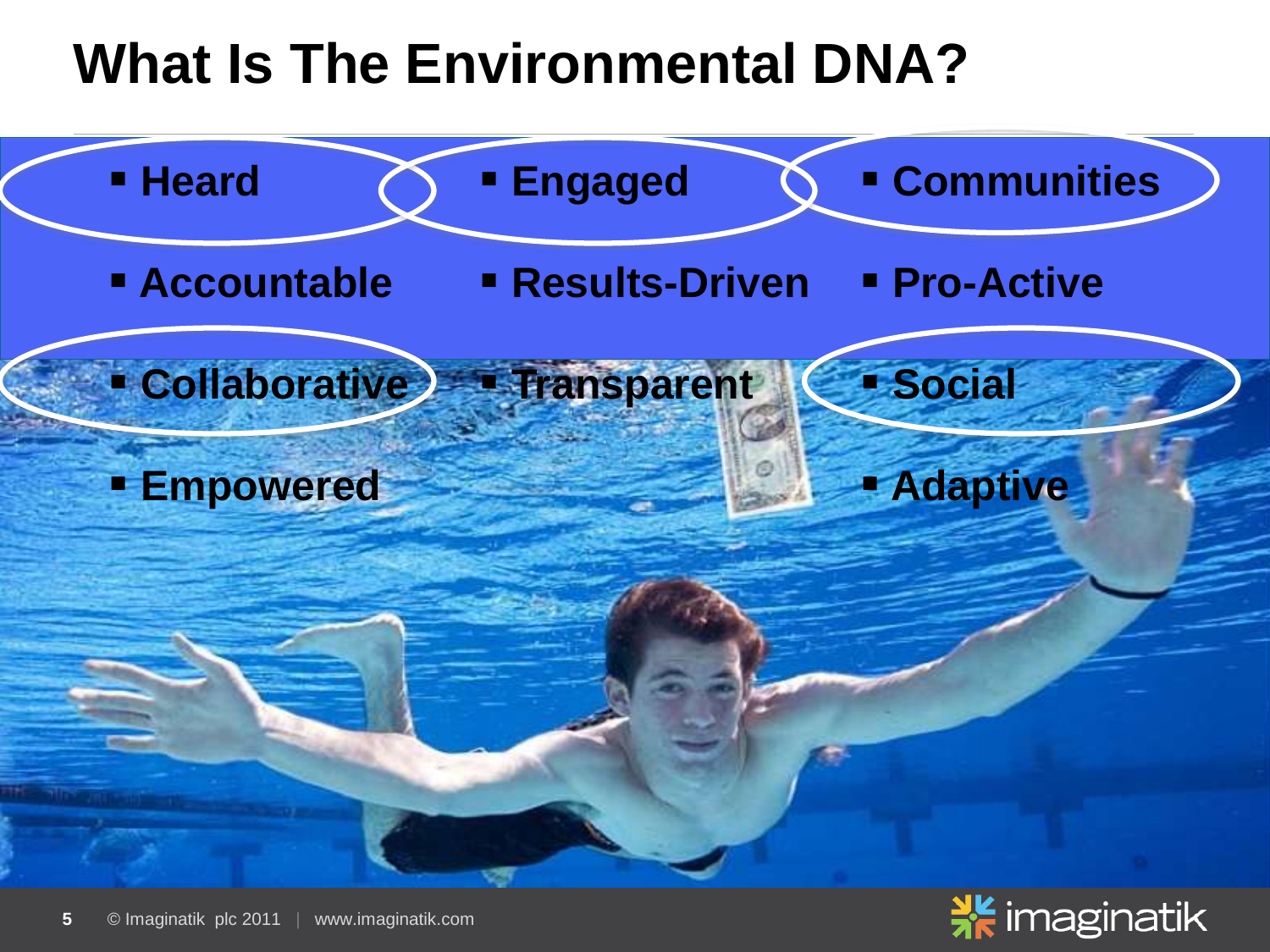# What Is The Environmental DNA?

- Heard
- Engaged
- Communities
- Accountable
- Results-Driven
- Pro-Active
- Collaborative
- Transparent
- Social
- Empowered
- Adaptive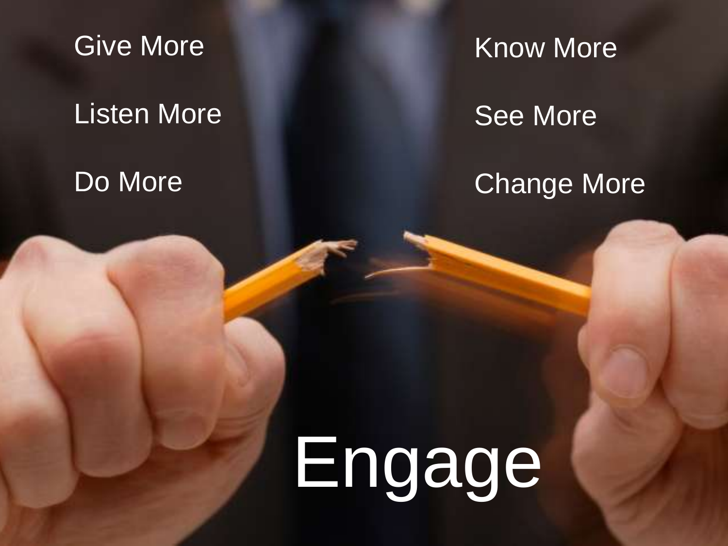Give More

Listen More

Do More

Know More

See More

Change More

# Engage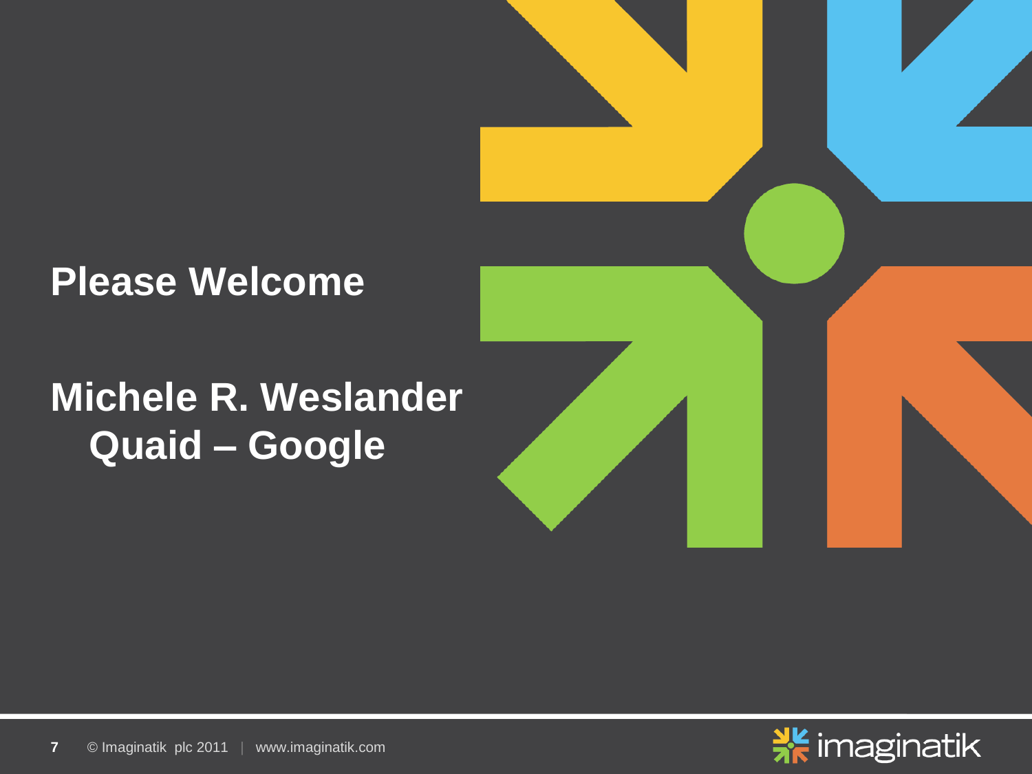# Please Welcome

# Michele R. Weslander Quaid – Google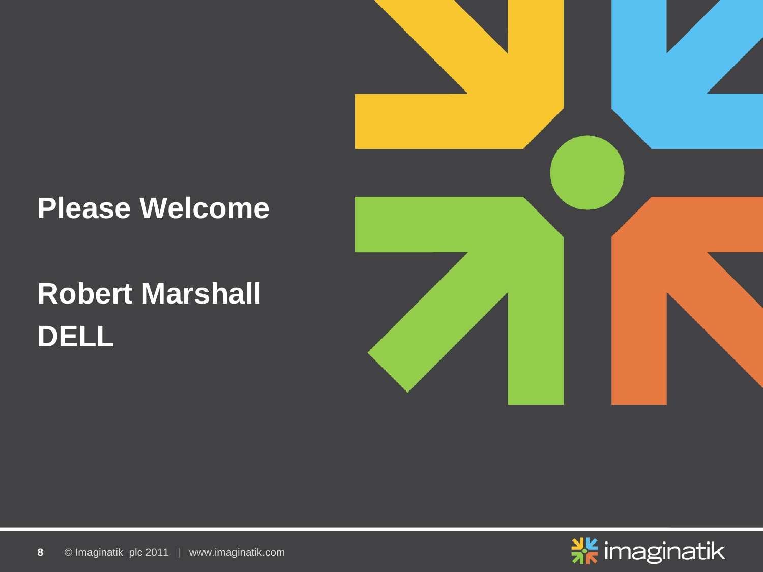# Please Welcome

# Robert Marshall
# DELL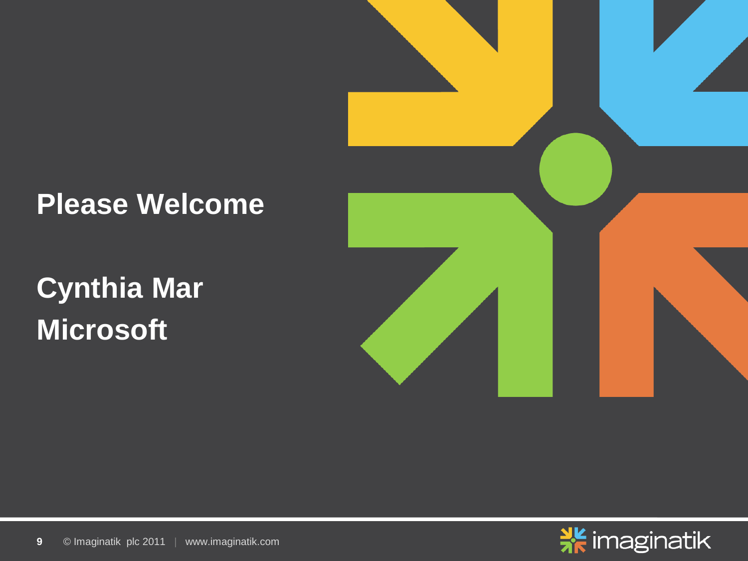# Please Welcome

**Cynthia Mar**
**Microsoft**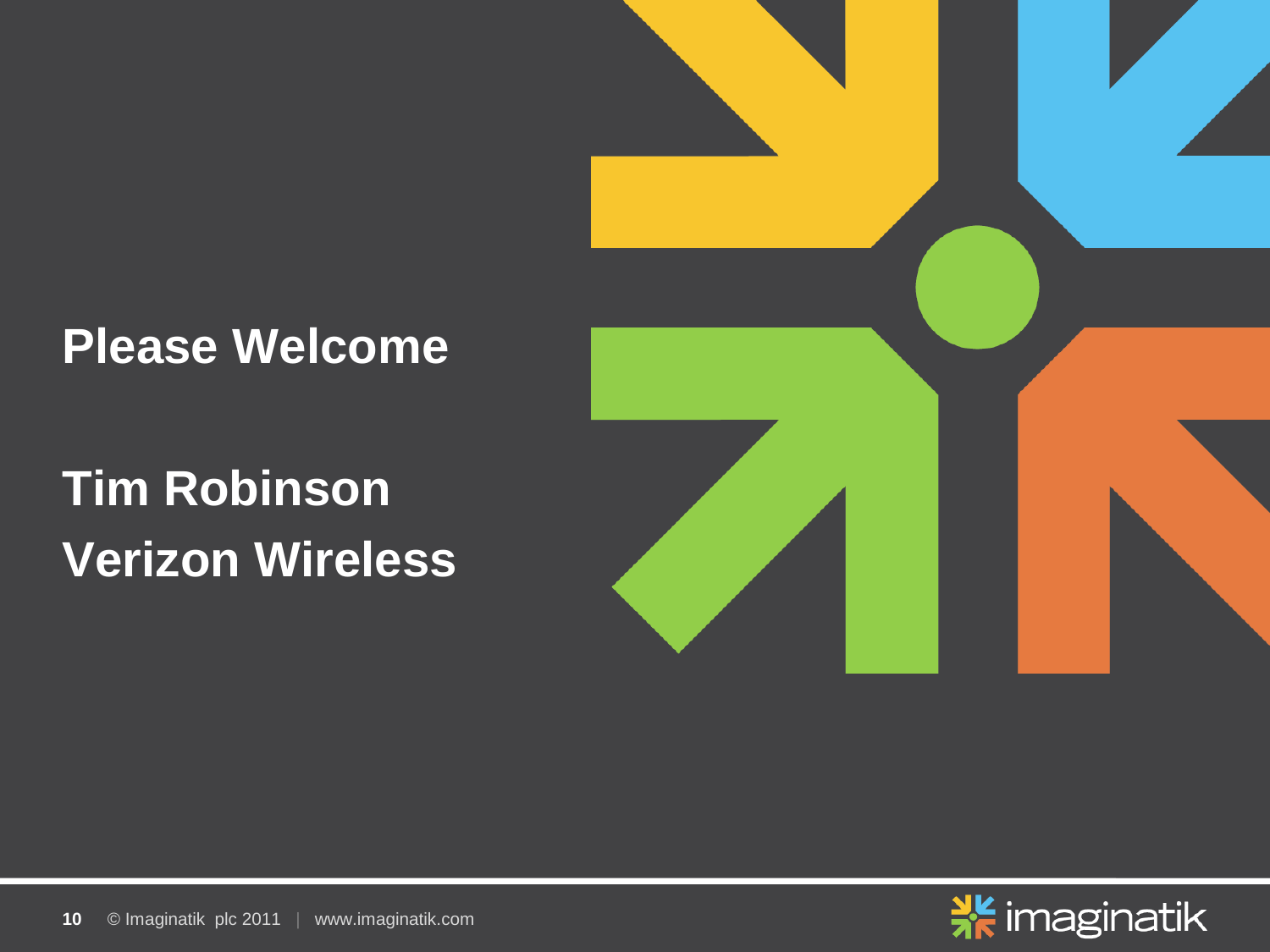# Please Welcome

## Tim Robinson
## Verizon Wireless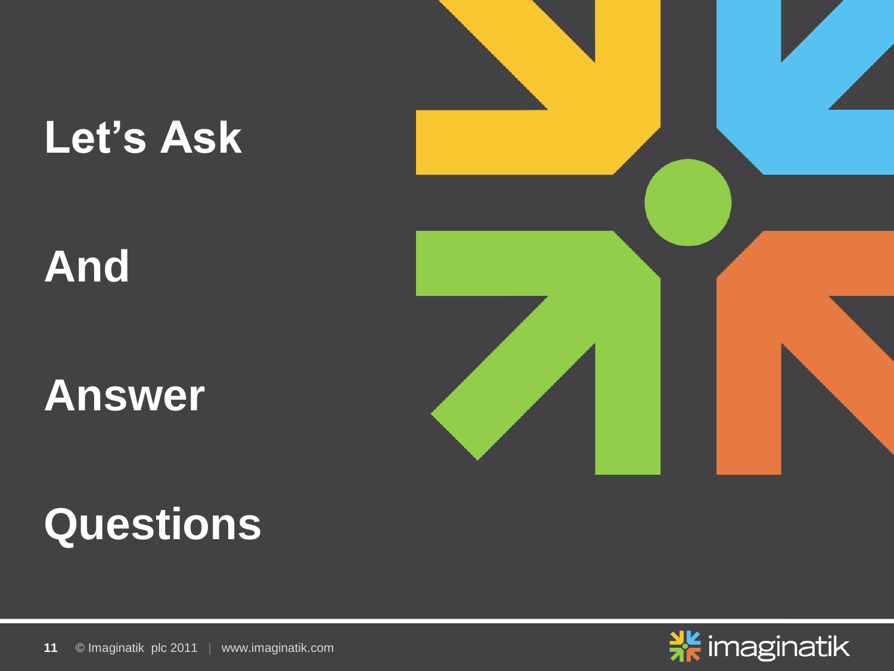# Let's Ask

# And

# Answer

# Questions